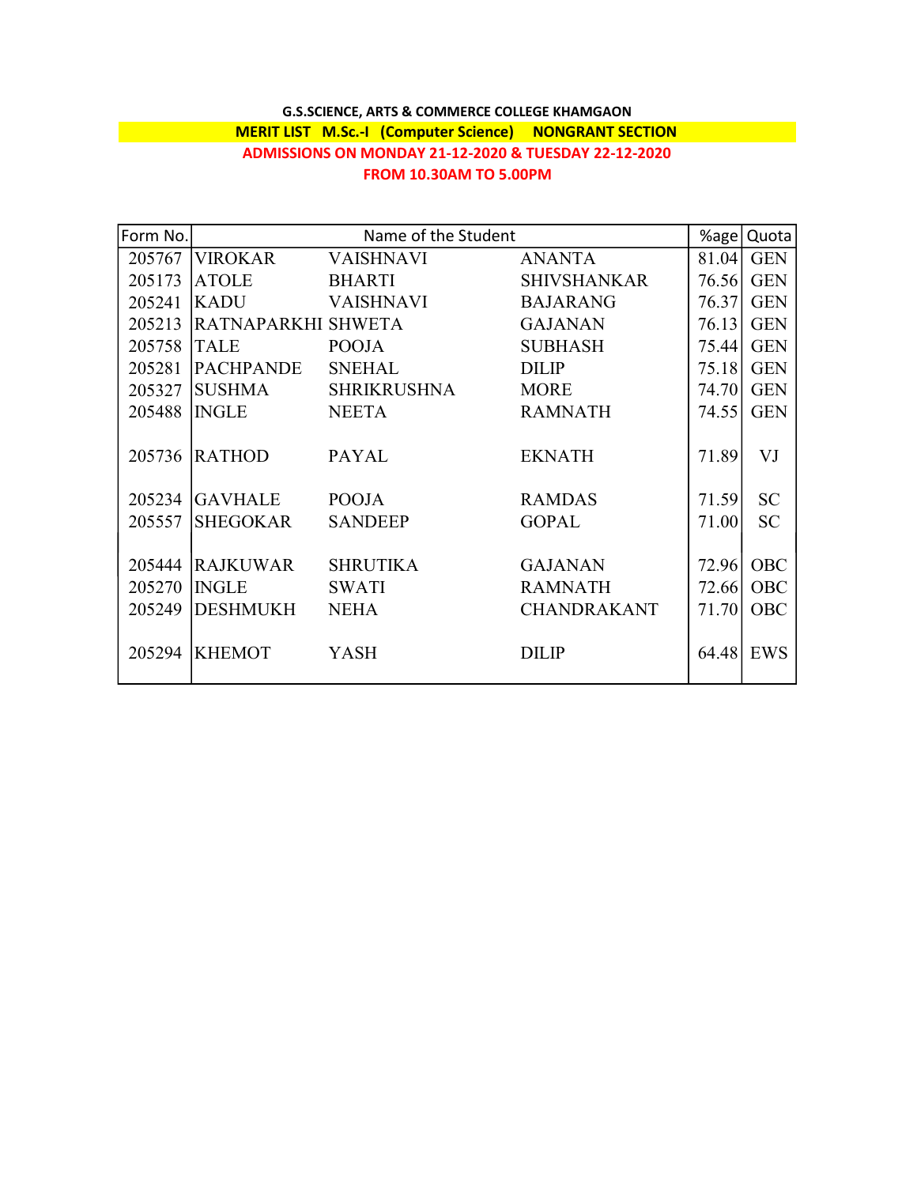**G.S.SCIENCE, ARTS & COMMERCE COLLEGE KHAMGAON**

**MERIT LIST M.Sc.-I (Computer Science) NONGRANT SECTION**

**ADMISSIONS ON MONDAY 21-12-2020 & TUESDAY 22-12-2020**

**FROM 10.30AM TO 5.00PM**

| Form No. | Name of the Student | | | %age | Quota |
|---|---|---|---|---|---|
| 205767 | VIROKAR | VAISHNAVI | ANANTA | 81.04 | GEN |
| 205173 | ATOLE | BHARTI | SHIVSHANKAR | 76.56 | GEN |
| 205241 | KADU | VAISHNAVI | BAJARANG | 76.37 | GEN |
| 205213 | RATNAPARKHI | SHWETA | GAJANAN | 76.13 | GEN |
| 205758 | TALE | POOJA | SUBHASH | 75.44 | GEN |
| 205281 | PACHPANDE | SNEHAL | DILIP | 75.18 | GEN |
| 205327 | SUSHMA | SHRIKRUSHNA | MORE | 74.70 | GEN |
| 205488 | INGLE | NEETA | RAMNATH | 74.55 | GEN |
| 205736 | RATHOD | PAYAL | EKNATH | 71.89 | VJ |
| 205234 | GAVHALE | POOJA | RAMDAS | 71.59 | SC |
| 205557 | SHEGOKAR | SANDEEP | GOPAL | 71.00 | SC |
| 205444 | RAJKUWAR | SHRUTIKA | GAJANAN | 72.96 | OBC |
| 205270 | INGLE | SWATI | RAMNATH | 72.66 | OBC |
| 205249 | DESHMUKH | NEHA | CHANDRAKANT | 71.70 | OBC |
| 205294 | KHEMOT | YASH | DILIP | 64.48 | EWS |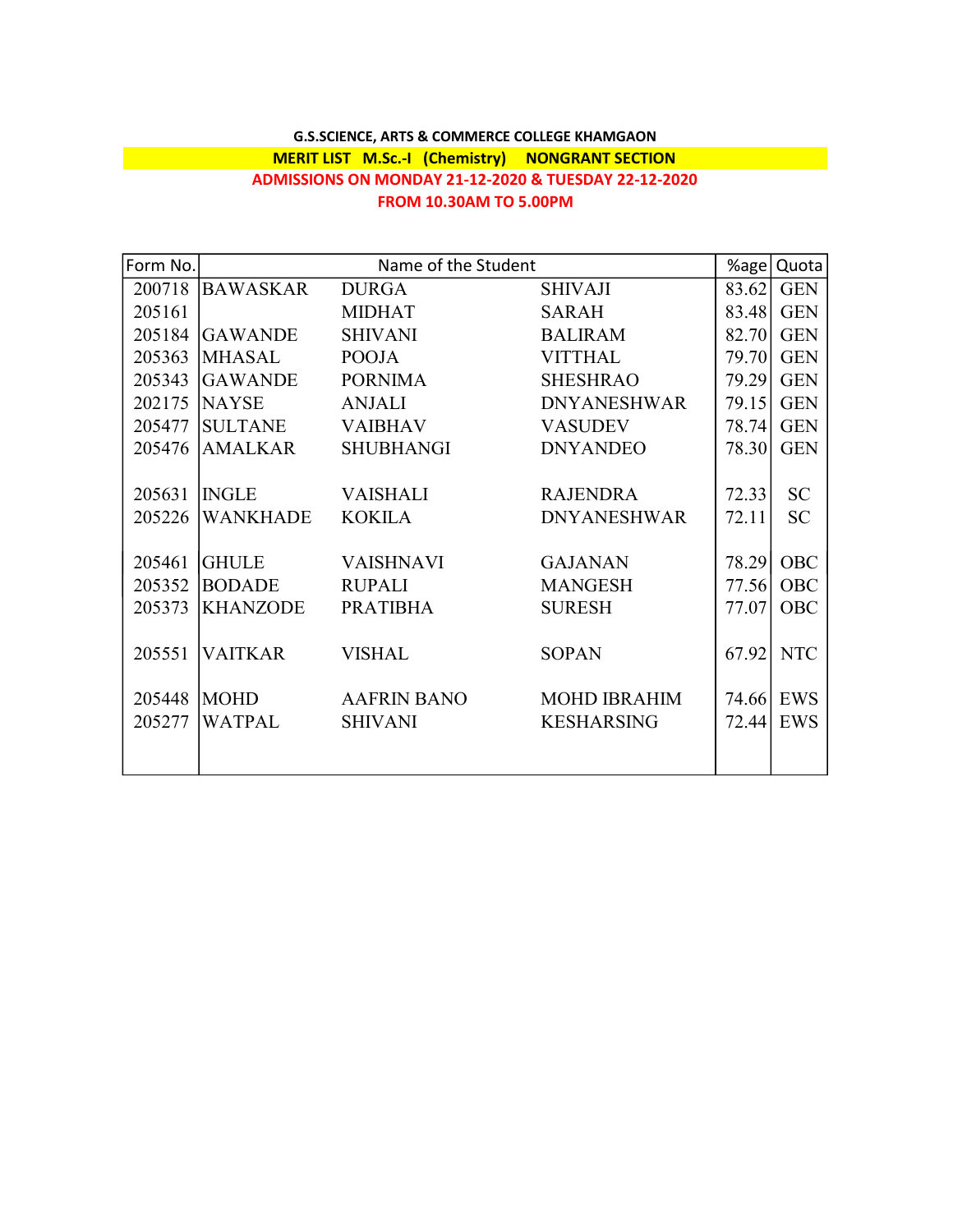**G.S.SCIENCE, ARTS & COMMERCE COLLEGE KHAMGAON**

**MERIT LIST M.Sc.-I (Chemistry) NONGRANT SECTION**

**ADMISSIONS ON MONDAY 21-12-2020 & TUESDAY 22-12-2020**

**FROM 10.30AM TO 5.00PM**

| Form No. | Name of the Student | | | %age | Quota |
|---|---|---|---|---|---|
| 200718 | BAWASKAR | DURGA | SHIVAJI | 83.62 | GEN |
| 205161 | | MIDHAT | SARAH | 83.48 | GEN |
| 205184 | GAWANDE | SHIVANI | BALIRAM | 82.70 | GEN |
| 205363 | MHASAL | POOJA | VITTHAL | 79.70 | GEN |
| 205343 | GAWANDE | PORNIMA | SHESHRAO | 79.29 | GEN |
| 202175 | NAYSE | ANJALI | DNYANESHWAR | 79.15 | GEN |
| 205477 | SULTANE | VAIBHAV | VASUDEV | 78.74 | GEN |
| 205476 | AMALKAR | SHUBHANGI | DNYANDEO | 78.30 | GEN |
| | | | | | |
| 205631 | INGLE | VAISHALI | RAJENDRA | 72.33 | SC |
| 205226 | WANKHADE | KOKILA | DNYANESHWAR | 72.11 | SC |
| | | | | | |
| 205461 | GHULE | VAISHNAVI | GAJANAN | 78.29 | OBC |
| 205352 | BODADE | RUPALI | MANGESH | 77.56 | OBC |
| 205373 | KHANZODE | PRATIBHA | SURESH | 77.07 | OBC |
| | | | | | |
| 205551 | VAITKAR | VISHAL | SOPAN | 67.92 | NTC |
| | | | | | |
| 205448 | MOHD | AAFRIN BANO | MOHD IBRAHIM | 74.66 | EWS |
| 205277 | WATPAL | SHIVANI | KESHARSING | 72.44 | EWS |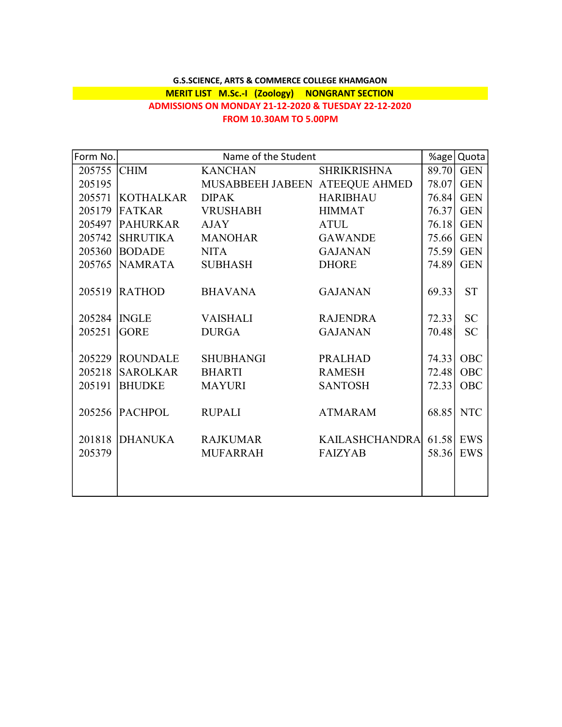**G.S.SCIENCE, ARTS & COMMERCE COLLEGE KHAMGAON**

**MERIT LIST M.Sc.-I (Zoology) NONGRANT SECTION**

**ADMISSIONS ON MONDAY 21-12-2020 & TUESDAY 22-12-2020**

**FROM 10.30AM TO 5.00PM**

| Form No. | Name of the Student | | | %age | Quota |
|---|---|---|---|---|---|
| 205755 | CHIM | KANCHAN | SHRIKRISHNA | 89.70 | GEN |
| 205195 | | MUSABBEEH JABEEN | ATEEQUE AHMED | 78.07 | GEN |
| 205571 | KOTHALKAR | DIPAK | HARIBHAU | 76.84 | GEN |
| 205179 | FATKAR | VRUSHABH | HIMMAT | 76.37 | GEN |
| 205497 | PAHURKAR | AJAY | ATUL | 76.18 | GEN |
| 205742 | SHRUTIKA | MANOHAR | GAWANDE | 75.66 | GEN |
| 205360 | BODADE | NITA | GAJANAN | 75.59 | GEN |
| 205765 | NAMRATA | SUBHASH | DHORE | 74.89 | GEN |
| 205519 | RATHOD | BHAVANA | GAJANAN | 69.33 | ST |
| 205284 | INGLE | VAISHALI | RAJENDRA | 72.33 | SC |
| 205251 | GORE | DURGA | GAJANAN | 70.48 | SC |
| 205229 | ROUNDALE | SHUBHANGI | PRALHAD | 74.33 | OBC |
| 205218 | SAROLKAR | BHARTI | RAMESH | 72.48 | OBC |
| 205191 | BHUDKE | MAYURI | SANTOSH | 72.33 | OBC |
| 205256 | PACHPOL | RUPALI | ATMARAM | 68.85 | NTC |
| 201818 | DHANUKA | RAJKUMAR | KAILASHCHANDRA | 61.58 | EWS |
| 205379 | | MUFARRAH | FAIZYAB | 58.36 | EWS |